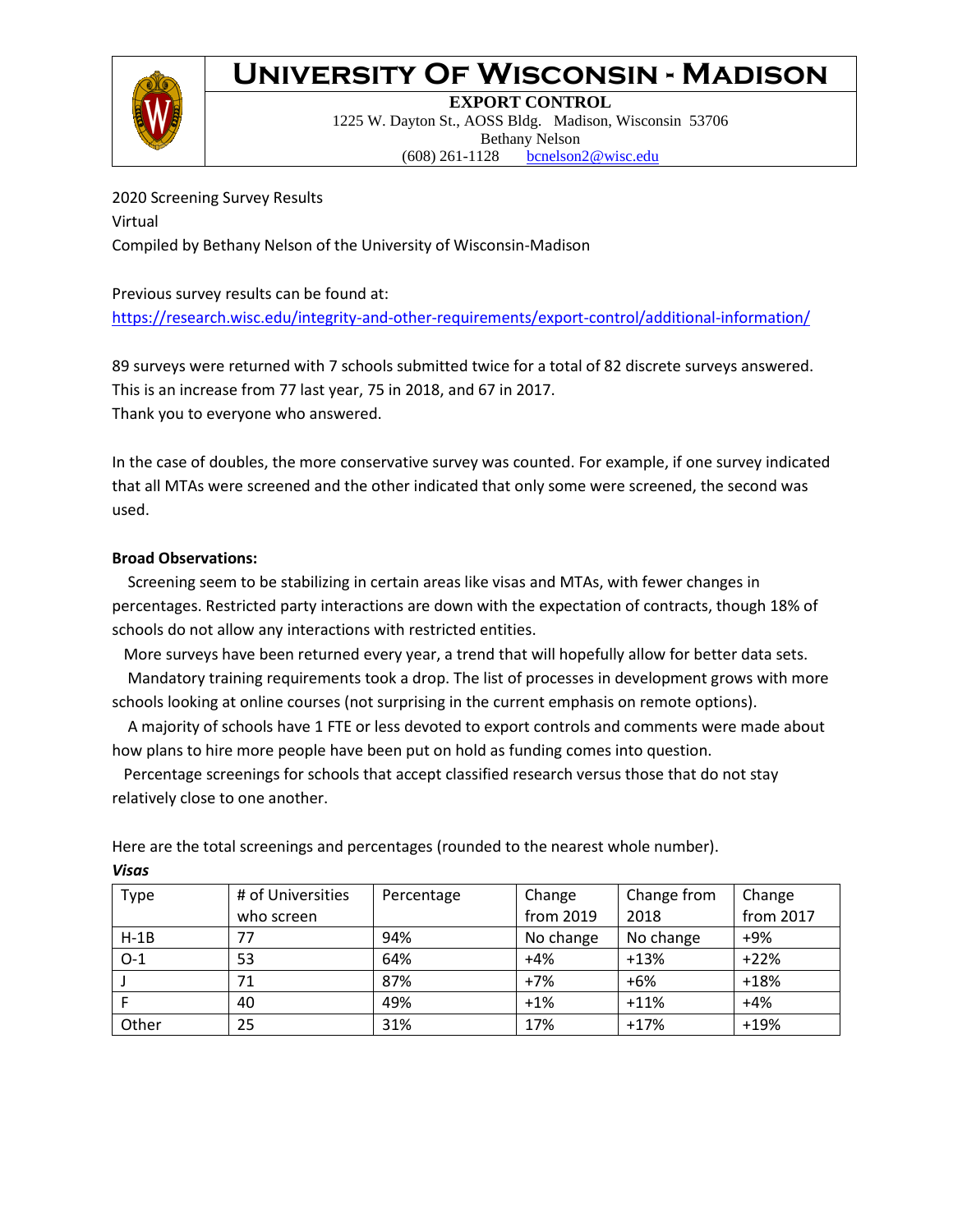# University Of Wisconsin - Madison

**EXPORT CONTROL**
1225 W. Dayton St., AOSS Bldg. Madison, Wisconsin 53706
Bethany Nelson
(608) 261-1128 bcnelson2@wisc.edu

2020 Screening Survey Results
Virtual
Compiled by Bethany Nelson of the University of Wisconsin-Madison

Previous survey results can be found at:
https://research.wisc.edu/integrity-and-other-requirements/export-control/additional-information/

89 surveys were returned with 7 schools submitted twice for a total of 82 discrete surveys answered. This is an increase from 77 last year, 75 in 2018, and 67 in 2017.
Thank you to everyone who answered.

In the case of doubles, the more conservative survey was counted. For example, if one survey indicated that all MTAs were screened and the other indicated that only some were screened, the second was used.

**Broad Observations:**

Screening seem to be stabilizing in certain areas like visas and MTAs, with fewer changes in percentages. Restricted party interactions are down with the expectation of contracts, though 18% of schools do not allow any interactions with restricted entities.

More surveys have been returned every year, a trend that will hopefully allow for better data sets.

Mandatory training requirements took a drop. The list of processes in development grows with more schools looking at online courses (not surprising in the current emphasis on remote options).

A majority of schools have 1 FTE or less devoted to export controls and comments were made about how plans to hire more people have been put on hold as funding comes into question.

Percentage screenings for schools that accept classified research versus those that do not stay relatively close to one another.

Here are the total screenings and percentages (rounded to the nearest whole number).

***Visas***

| Type | # of Universities who screen | Percentage | Change from 2019 | Change from 2018 | Change from 2017 |
|---|---|---|---|---|---|
| H-1B | 77 | 94% | No change | No change | +9% |
| O-1 | 53 | 64% | +4% | +13% | +22% |
| J | 71 | 87% | +7% | +6% | +18% |
| F | 40 | 49% | +1% | +11% | +4% |
| Other | 25 | 31% | 17% | +17% | +19% |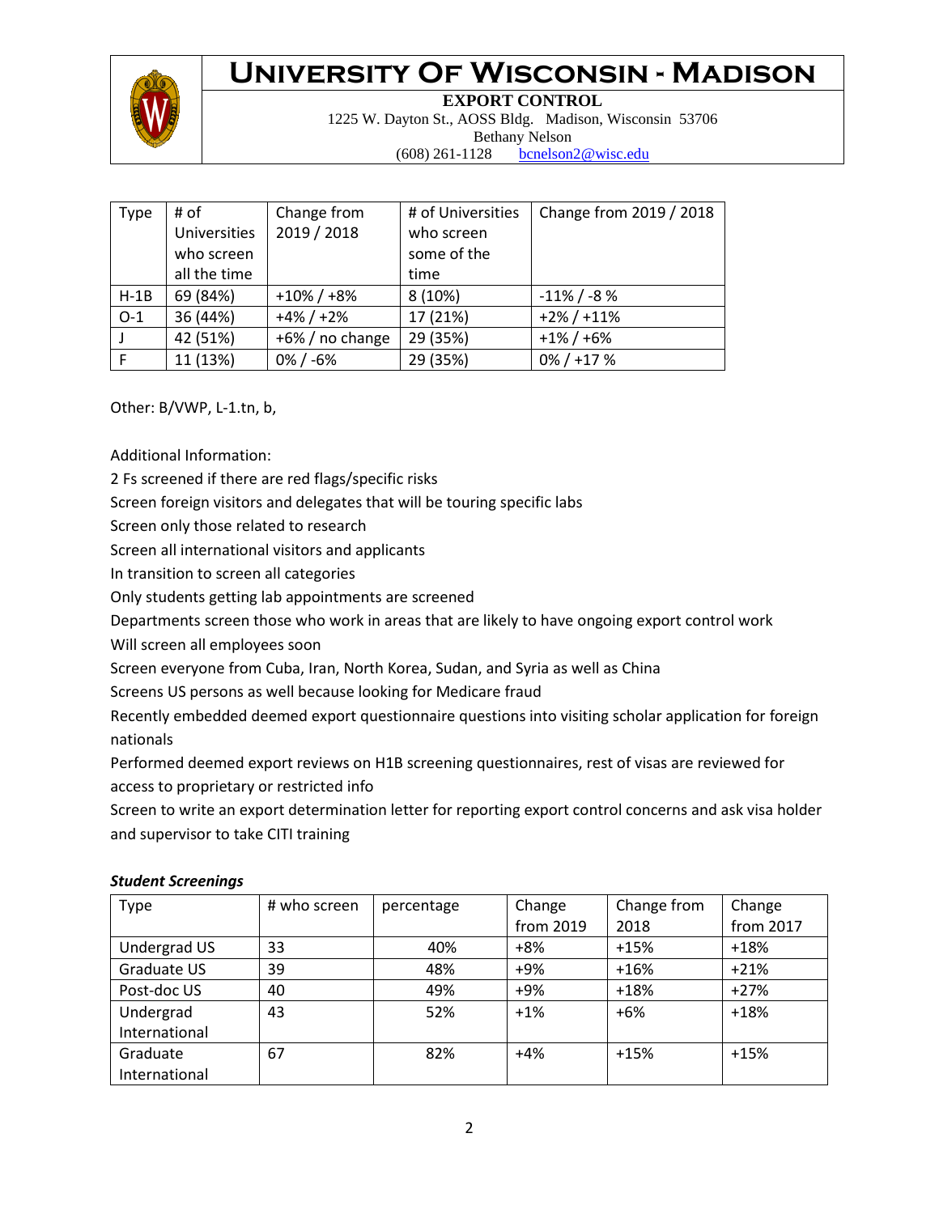# University Of Wisconsin - Madison

**EXPORT CONTROL**
1225 W. Dayton St., AOSS Bldg. Madison, Wisconsin 53706
Bethany Nelson
(608) 261-1128 bcnelson2@wisc.edu

| Type | # of Universities who screen all the time | Change from 2019 / 2018 | # of Universities who screen some of the time | Change from 2019 / 2018 |
|---|---|---|---|---|
| H-1B | 69 (84%) | +10% / +8% | 8 (10%) | -11% / -8 % |
| O-1 | 36 (44%) | +4% / +2% | 17 (21%) | +2% / +11% |
| J | 42 (51%) | +6% / no change | 29 (35%) | +1% / +6% |
| F | 11 (13%) | 0% / -6% | 29 (35%) | 0% / +17 % |

Other: B/VWP, L-1.tn, b,

Additional Information:

2 Fs screened if there are red flags/specific risks

Screen foreign visitors and delegates that will be touring specific labs

Screen only those related to research

Screen all international visitors and applicants

In transition to screen all categories

Only students getting lab appointments are screened

Departments screen those who work in areas that are likely to have ongoing export control work

Will screen all employees soon

Screen everyone from Cuba, Iran, North Korea, Sudan, and Syria as well as China

Screens US persons as well because looking for Medicare fraud

Recently embedded deemed export questionnaire questions into visiting scholar application for foreign nationals

Performed deemed export reviews on H1B screening questionnaires, rest of visas are reviewed for access to proprietary or restricted info

Screen to write an export determination letter for reporting export control concerns and ask visa holder and supervisor to take CITI training

***Student Screenings***

| Type | # who screen | percentage | Change from 2019 | Change from 2018 | Change from 2017 |
|---|---|---|---|---|---|
| Undergrad US | 33 | 40% | +8% | +15% | +18% |
| Graduate US | 39 | 48% | +9% | +16% | +21% |
| Post-doc US | 40 | 49% | +9% | +18% | +27% |
| Undergrad International | 43 | 52% | +1% | +6% | +18% |
| Graduate International | 67 | 82% | +4% | +15% | +15% |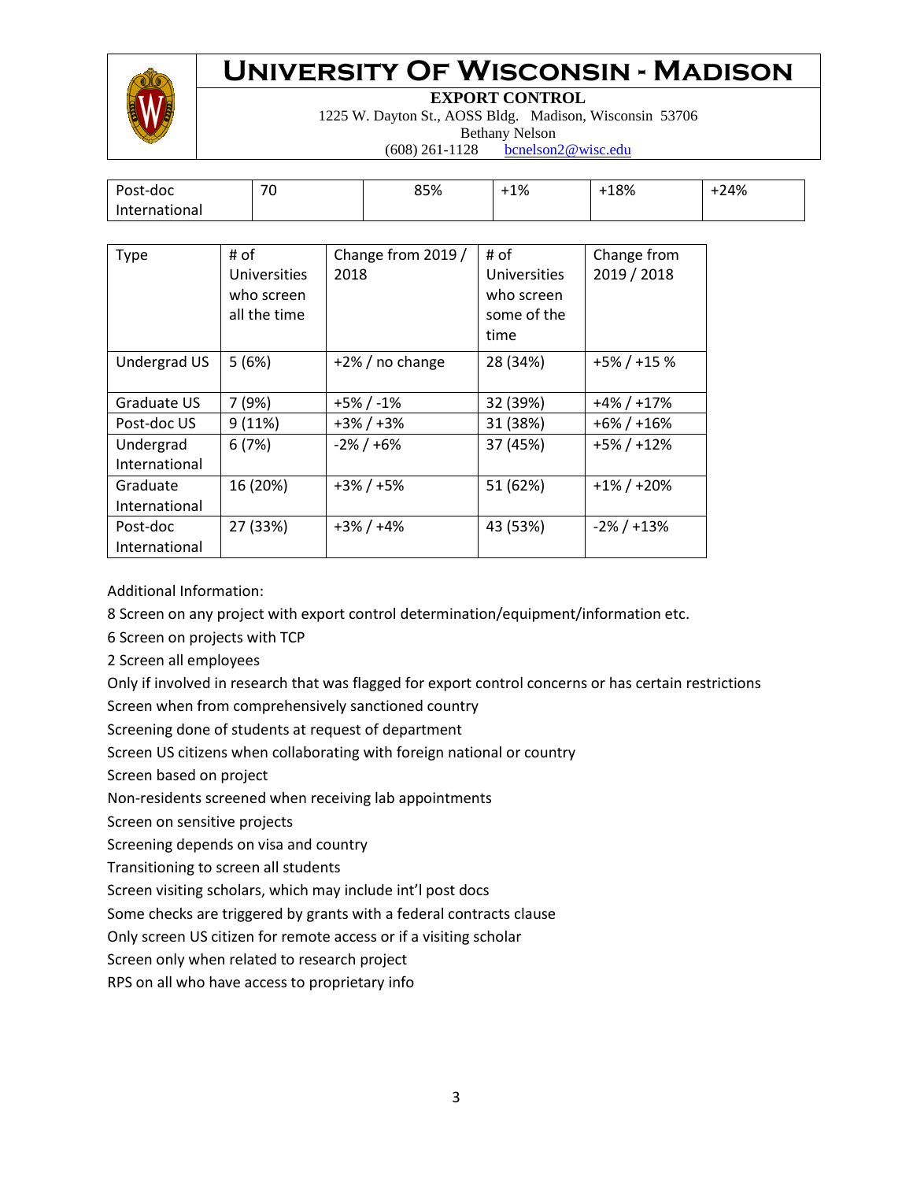| Post-doc International | 70 | 85% | +1% | +18% | +24% |
|---|---|---|---|---|---|

| Type | # of Universities who screen all the time | Change from 2019 / 2018 | # of Universities who screen some of the time | Change from 2019 / 2018 |
|---|---|---|---|---|
| Undergrad US | 5 (6%) | +2% / no change | 28 (34%) | +5% / +15 % |
| Graduate US | 7 (9%) | +5% / -1% | 32 (39%) | +4% / +17% |
| Post-doc US | 9 (11%) | +3% / +3% | 31 (38%) | +6% / +16% |
| Undergrad International | 6 (7%) | -2% / +6% | 37 (45%) | +5% / +12% |
| Graduate International | 16 (20%) | +3% / +5% | 51 (62%) | +1% / +20% |
| Post-doc International | 27 (33%) | +3% / +4% | 43 (53%) | -2% / +13% |

Additional Information:

8 Screen on any project with export control determination/equipment/information etc.

6 Screen on projects with TCP

2 Screen all employees

Only if involved in research that was flagged for export control concerns or has certain restrictions

Screen when from comprehensively sanctioned country

Screening done of students at request of department

Screen US citizens when collaborating with foreign national or country

Screen based on project

Non-residents screened when receiving lab appointments

Screen on sensitive projects

Screening depends on visa and country

Transitioning to screen all students

Screen visiting scholars, which may include int'l post docs

Some checks are triggered by grants with a federal contracts clause

Only screen US citizen for remote access or if a visiting scholar

Screen only when related to research project

RPS on all who have access to proprietary info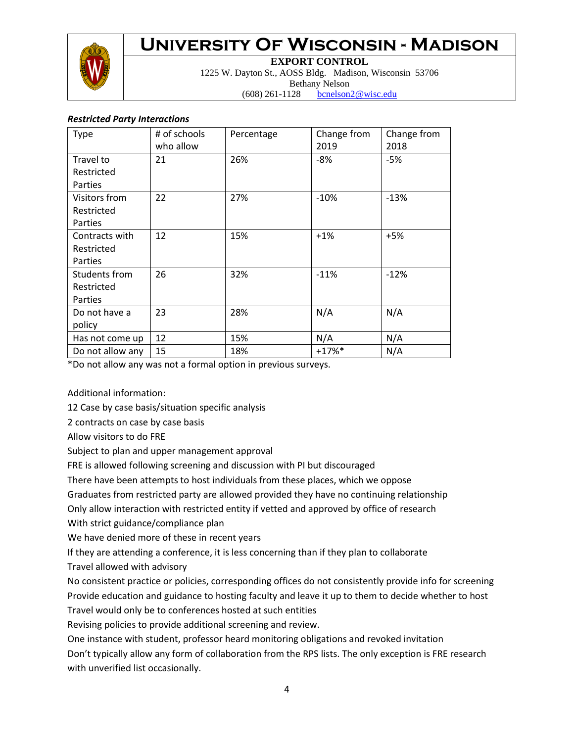***Restricted Party Interactions***

| Type | # of schools who allow | Percentage | Change from 2019 | Change from 2018 |
|---|---|---|---|---|
| Travel to Restricted Parties | 21 | 26% | -8% | -5% |
| Visitors from Restricted Parties | 22 | 27% | -10% | -13% |
| Contracts with Restricted Parties | 12 | 15% | +1% | +5% |
| Students from Restricted Parties | 26 | 32% | -11% | -12% |
| Do not have a policy | 23 | 28% | N/A | N/A |
| Has not come up | 12 | 15% | N/A | N/A |
| Do not allow any | 15 | 18% | +17%* | N/A |

*Do not allow any was not a formal option in previous surveys.

Additional information:

12 Case by case basis/situation specific analysis

2 contracts on case by case basis

Allow visitors to do FRE

Subject to plan and upper management approval

FRE is allowed following screening and discussion with PI but discouraged

There have been attempts to host individuals from these places, which we oppose

Graduates from restricted party are allowed provided they have no continuing relationship

Only allow interaction with restricted entity if vetted and approved by office of research

With strict guidance/compliance plan

We have denied more of these in recent years

If they are attending a conference, it is less concerning than if they plan to collaborate

Travel allowed with advisory

No consistent practice or policies, corresponding offices do not consistently provide info for screening

Provide education and guidance to hosting faculty and leave it up to them to decide whether to host

Travel would only be to conferences hosted at such entities

Revising policies to provide additional screening and review.

One instance with student, professor heard monitoring obligations and revoked invitation

Don't typically allow any form of collaboration from the RPS lists. The only exception is FRE research with unverified list occasionally.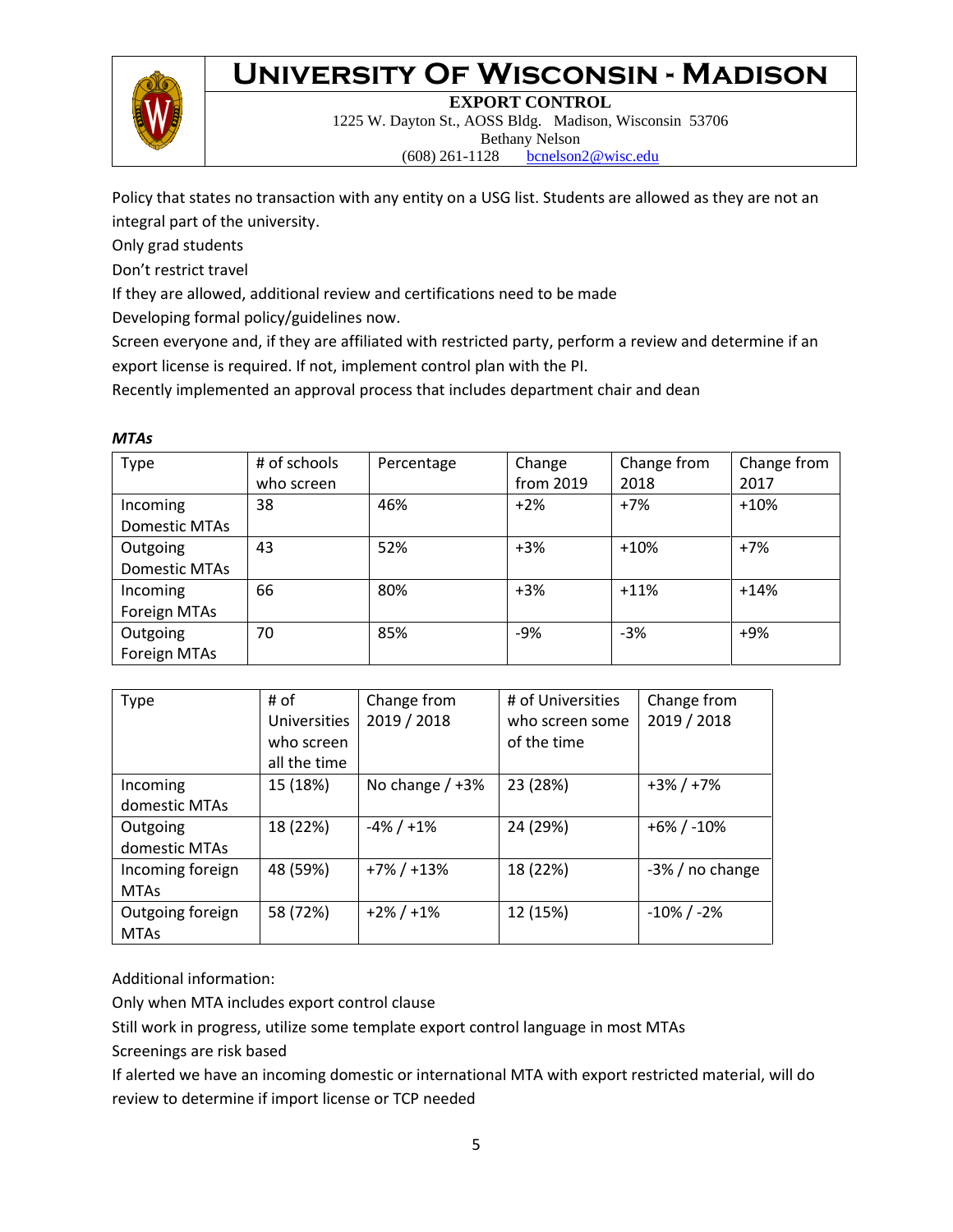Policy that states no transaction with any entity on a USG list. Students are allowed as they are not an integral part of the university.

Only grad students

Don't restrict travel

If they are allowed, additional review and certifications need to be made

Developing formal policy/guidelines now.

Screen everyone and, if they are affiliated with restricted party, perform a review and determine if an export license is required. If not, implement control plan with the PI.

Recently implemented an approval process that includes department chair and dean

***MTAs***

| Type | # of schools who screen | Percentage | Change from 2019 | Change from 2018 | Change from 2017 |
|---|---|---|---|---|---|
| Incoming Domestic MTAs | 38 | 46% | +2% | +7% | +10% |
| Outgoing Domestic MTAs | 43 | 52% | +3% | +10% | +7% |
| Incoming Foreign MTAs | 66 | 80% | +3% | +11% | +14% |
| Outgoing Foreign MTAs | 70 | 85% | -9% | -3% | +9% |

| Type | # of Universities who screen all the time | Change from 2019 / 2018 | # of Universities who screen some of the time | Change from 2019 / 2018 |
|---|---|---|---|---|
| Incoming domestic MTAs | 15 (18%) | No change / +3% | 23 (28%) | +3% / +7% |
| Outgoing domestic MTAs | 18 (22%) | -4% / +1% | 24 (29%) | +6% / -10% |
| Incoming foreign MTAs | 48 (59%) | +7% / +13% | 18 (22%) | -3% / no change |
| Outgoing foreign MTAs | 58 (72%) | +2% / +1% | 12 (15%) | -10% / -2% |

Additional information:

Only when MTA includes export control clause

Still work in progress, utilize some template export control language in most MTAs

Screenings are risk based

If alerted we have an incoming domestic or international MTA with export restricted material, will do review to determine if import license or TCP needed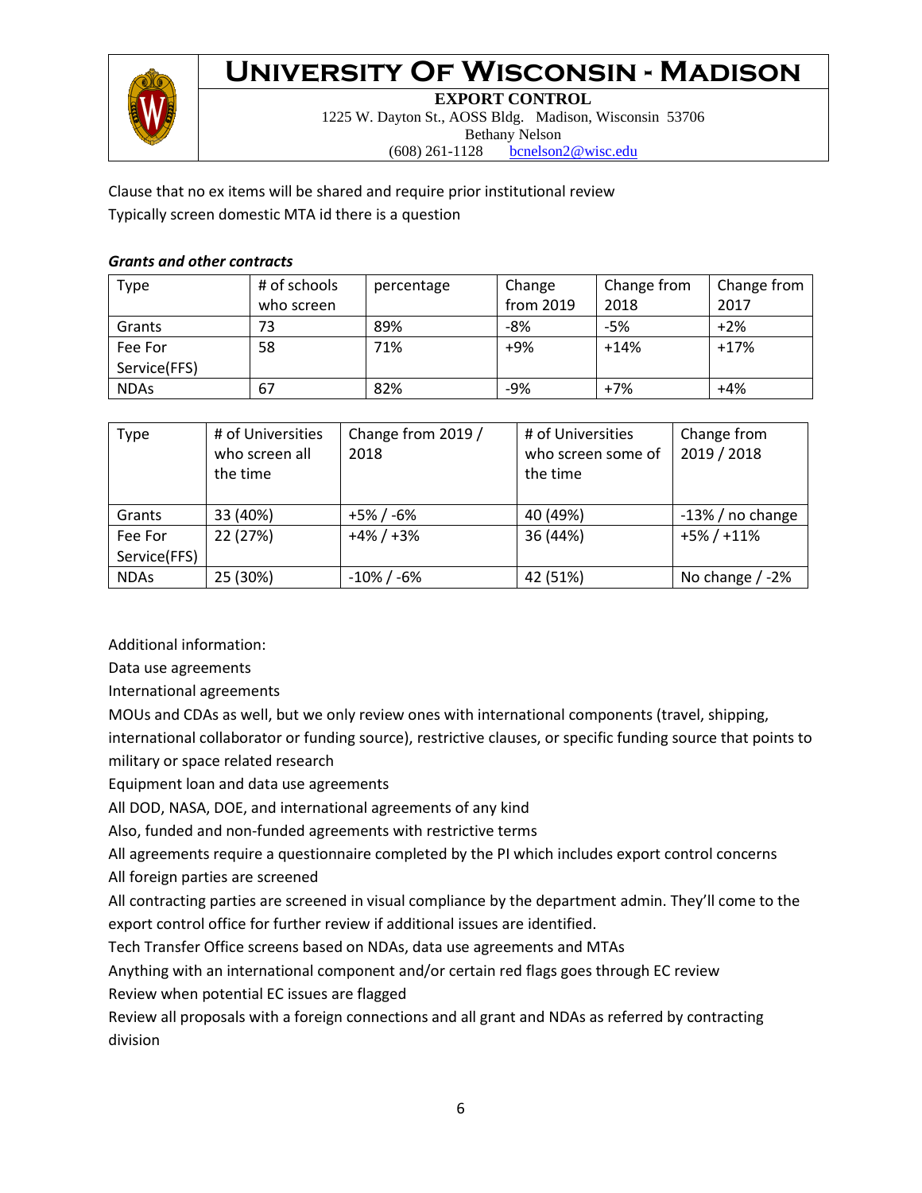Clause that no ex items will be shared and require prior institutional review

Typically screen domestic MTA id there is a question

***Grants and other contracts***

| Type | # of schools who screen | percentage | Change from 2019 | Change from 2018 | Change from 2017 |
|---|---|---|---|---|---|
| Grants | 73 | 89% | -8% | -5% | +2% |
| Fee For Service(FFS) | 58 | 71% | +9% | +14% | +17% |
| NDAs | 67 | 82% | -9% | +7% | +4% |

| Type | # of Universities who screen all the time | Change from 2019 / 2018 | # of Universities who screen some of the time | Change from 2019 / 2018 |
|---|---|---|---|---|
| Grants | 33 (40%) | +5% / -6% | 40 (49%) | -13% / no change |
| Fee For Service(FFS) | 22 (27%) | +4% / +3% | 36 (44%) | +5% / +11% |
| NDAs | 25 (30%) | -10% / -6% | 42 (51%) | No change / -2% |

Additional information:

Data use agreements

International agreements

MOUs and CDAs as well, but we only review ones with international components (travel, shipping, international collaborator or funding source), restrictive clauses, or specific funding source that points to military or space related research

Equipment loan and data use agreements

All DOD, NASA, DOE, and international agreements of any kind

Also, funded and non-funded agreements with restrictive terms

All agreements require a questionnaire completed by the PI which includes export control concerns

All foreign parties are screened

All contracting parties are screened in visual compliance by the department admin. They'll come to the export control office for further review if additional issues are identified.

Tech Transfer Office screens based on NDAs, data use agreements and MTAs

Anything with an international component and/or certain red flags goes through EC review

Review when potential EC issues are flagged

Review all proposals with a foreign connections and all grant and NDAs as referred by contracting division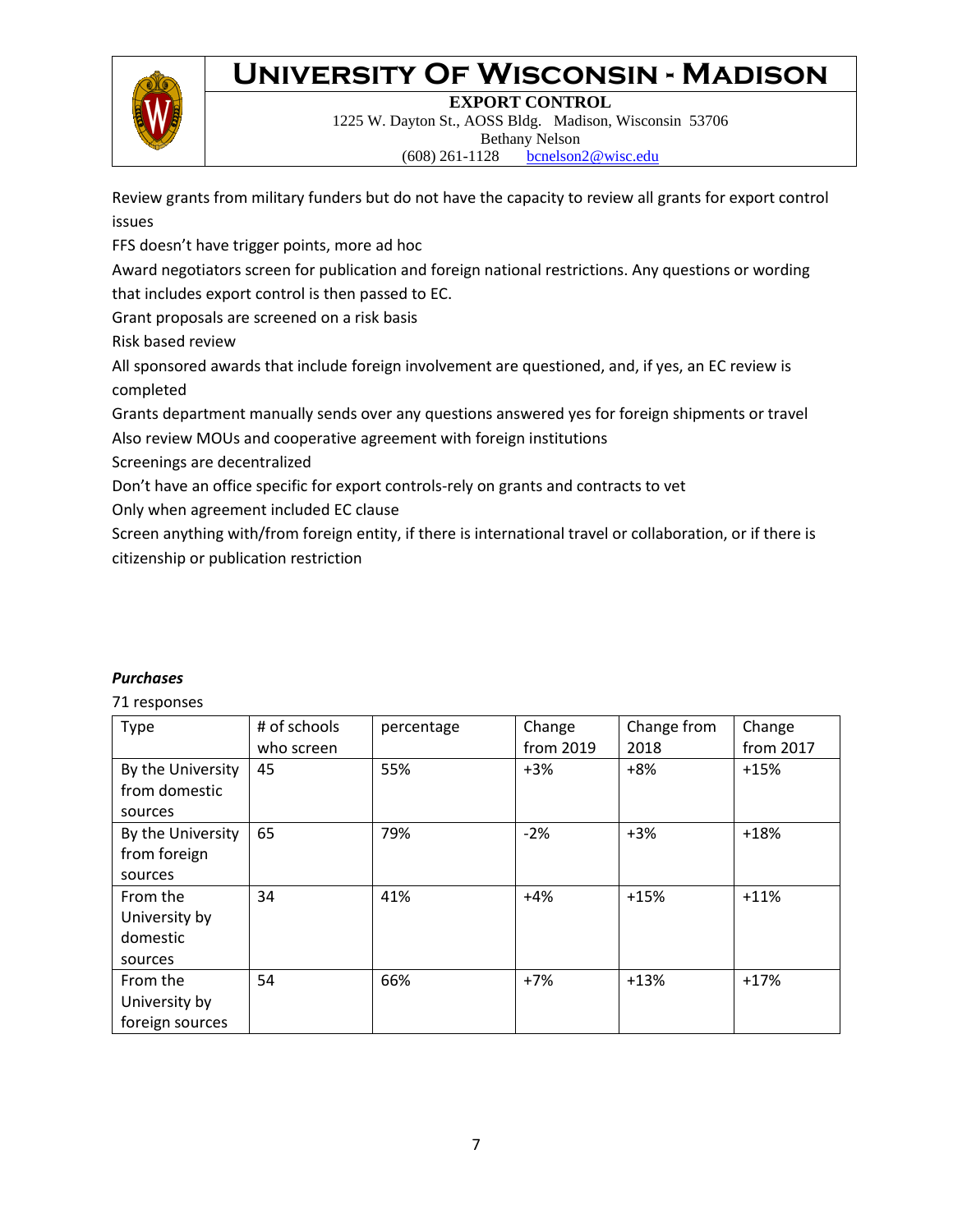Review grants from military funders but do not have the capacity to review all grants for export control issues

FFS doesn't have trigger points, more ad hoc

Award negotiators screen for publication and foreign national restrictions. Any questions or wording that includes export control is then passed to EC.

Grant proposals are screened on a risk basis

Risk based review

All sponsored awards that include foreign involvement are questioned, and, if yes, an EC review is completed

Grants department manually sends over any questions answered yes for foreign shipments or travel

Also review MOUs and cooperative agreement with foreign institutions

Screenings are decentralized

Don't have an office specific for export controls-rely on grants and contracts to vet

Only when agreement included EC clause

Screen anything with/from foreign entity, if there is international travel or collaboration, or if there is citizenship or publication restriction

***Purchases***

71 responses

| Type | # of schools who screen | percentage | Change from 2019 | Change from 2018 | Change from 2017 |
|---|---|---|---|---|---|
| By the University from domestic sources | 45 | 55% | +3% | +8% | +15% |
| By the University from foreign sources | 65 | 79% | -2% | +3% | +18% |
| From the University by domestic sources | 34 | 41% | +4% | +15% | +11% |
| From the University by foreign sources | 54 | 66% | +7% | +13% | +17% |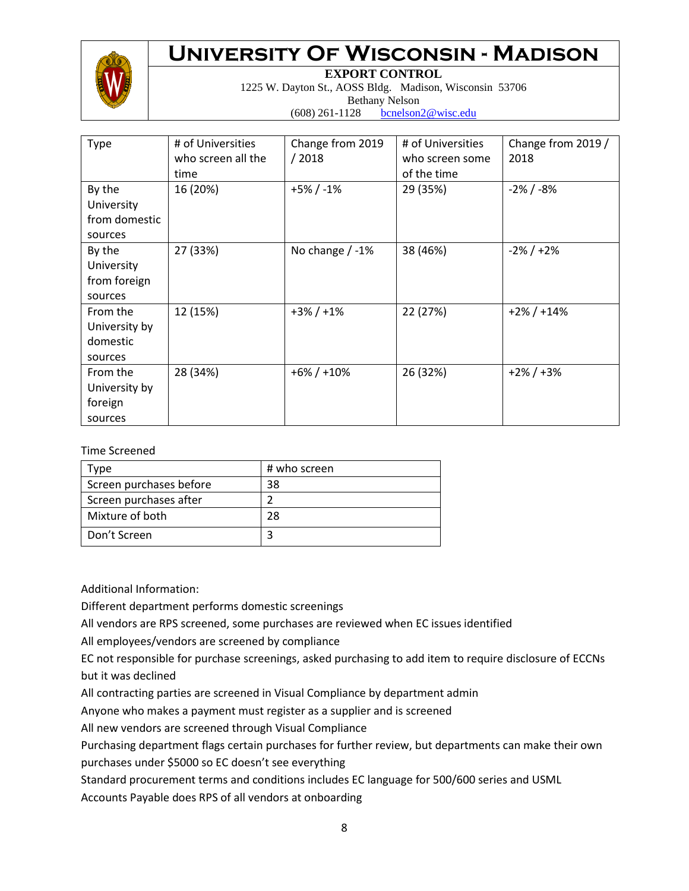# University Of Wisconsin - Madison

**EXPORT CONTROL**
1225 W. Dayton St., AOSS Bldg. Madison, Wisconsin 53706
Bethany Nelson
(608) 261-1128 bcnelson2@wisc.edu

| Type | # of Universities who screen all the time | Change from 2019 / 2018 | # of Universities who screen some of the time | Change from 2019 / 2018 |
|---|---|---|---|---|
| By the University from domestic sources | 16 (20%) | +5% / -1% | 29 (35%) | -2% / -8% |
| By the University from foreign sources | 27 (33%) | No change / -1% | 38 (46%) | -2% / +2% |
| From the University by domestic sources | 12 (15%) | +3% / +1% | 22 (27%) | +2% / +14% |
| From the University by foreign sources | 28 (34%) | +6% / +10% | 26 (32%) | +2% / +3% |

Time Screened

| Type | # who screen |
|---|---|
| Screen purchases before | 38 |
| Screen purchases after | 2 |
| Mixture of both | 28 |
| Don't Screen | 3 |

Additional Information:

Different department performs domestic screenings

All vendors are RPS screened, some purchases are reviewed when EC issues identified

All employees/vendors are screened by compliance

EC not responsible for purchase screenings, asked purchasing to add item to require disclosure of ECCNs but it was declined

All contracting parties are screened in Visual Compliance by department admin

Anyone who makes a payment must register as a supplier and is screened

All new vendors are screened through Visual Compliance

Purchasing department flags certain purchases for further review, but departments can make their own purchases under $5000 so EC doesn't see everything

Standard procurement terms and conditions includes EC language for 500/600 series and USML

Accounts Payable does RPS of all vendors at onboarding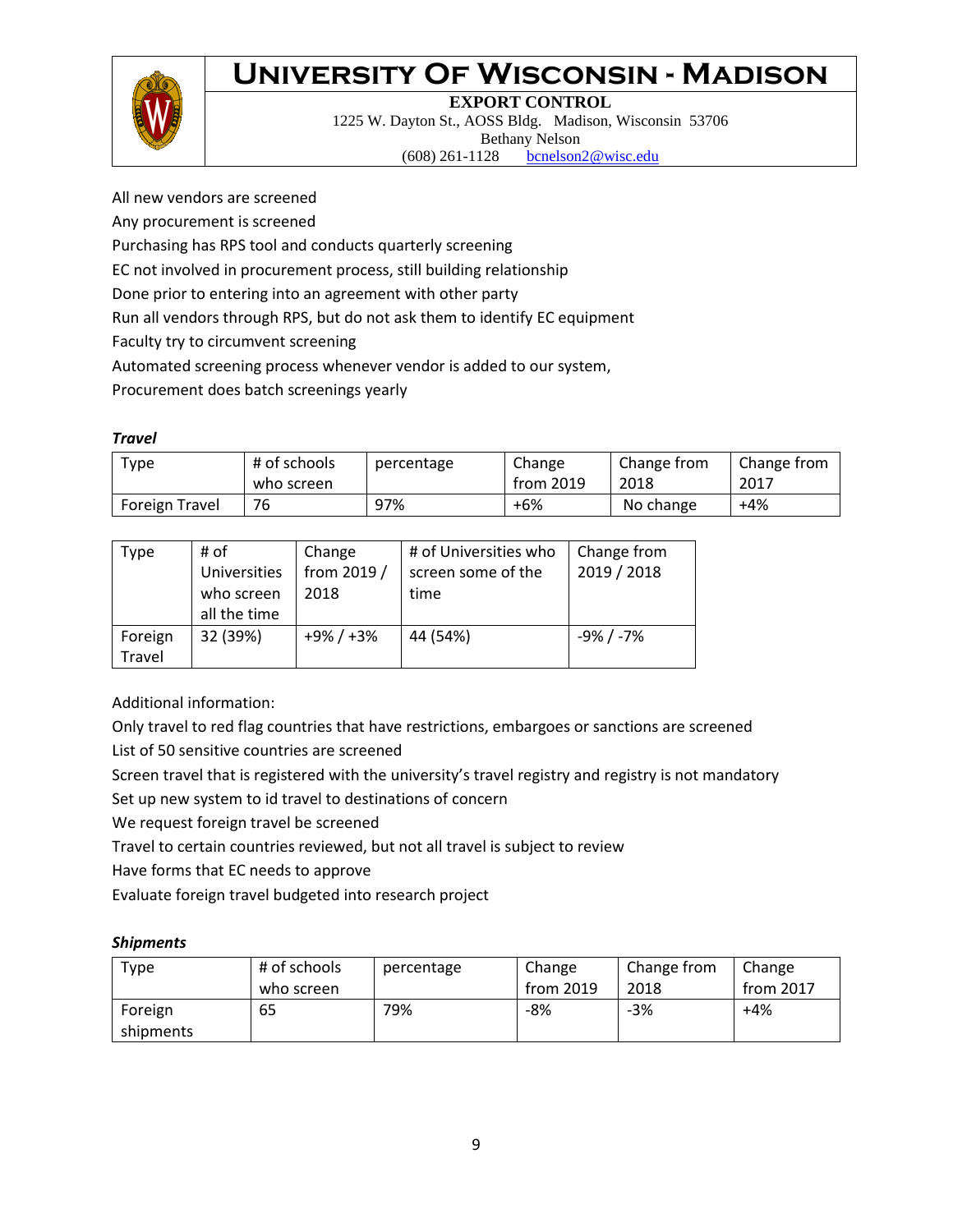All new vendors are screened

Any procurement is screened

Purchasing has RPS tool and conducts quarterly screening

EC not involved in procurement process, still building relationship

Done prior to entering into an agreement with other party

Run all vendors through RPS, but do not ask them to identify EC equipment

Faculty try to circumvent screening

Automated screening process whenever vendor is added to our system,

Procurement does batch screenings yearly

***Travel***

| Type | # of schools who screen | percentage | Change from 2019 | Change from 2018 | Change from 2017 |
| --- | --- | --- | --- | --- | --- |
| Foreign Travel | 76 | 97% | +6% | No change | +4% |

| Type | # of Universities who screen all the time | Change from 2019 / 2018 | # of Universities who screen some of the time | Change from 2019 / 2018 |
| --- | --- | --- | --- | --- |
| Foreign Travel | 32 (39%) | +9% / +3% | 44 (54%) | -9% / -7% |

Additional information:

Only travel to red flag countries that have restrictions, embargoes or sanctions are screened

List of 50 sensitive countries are screened

Screen travel that is registered with the university's travel registry and registry is not mandatory

Set up new system to id travel to destinations of concern

We request foreign travel be screened

Travel to certain countries reviewed, but not all travel is subject to review

Have forms that EC needs to approve

Evaluate foreign travel budgeted into research project

***Shipments***

| Type | # of schools who screen | percentage | Change from 2019 | Change from 2018 | Change from 2017 |
| --- | --- | --- | --- | --- | --- |
| Foreign shipments | 65 | 79% | -8% | -3% | +4% |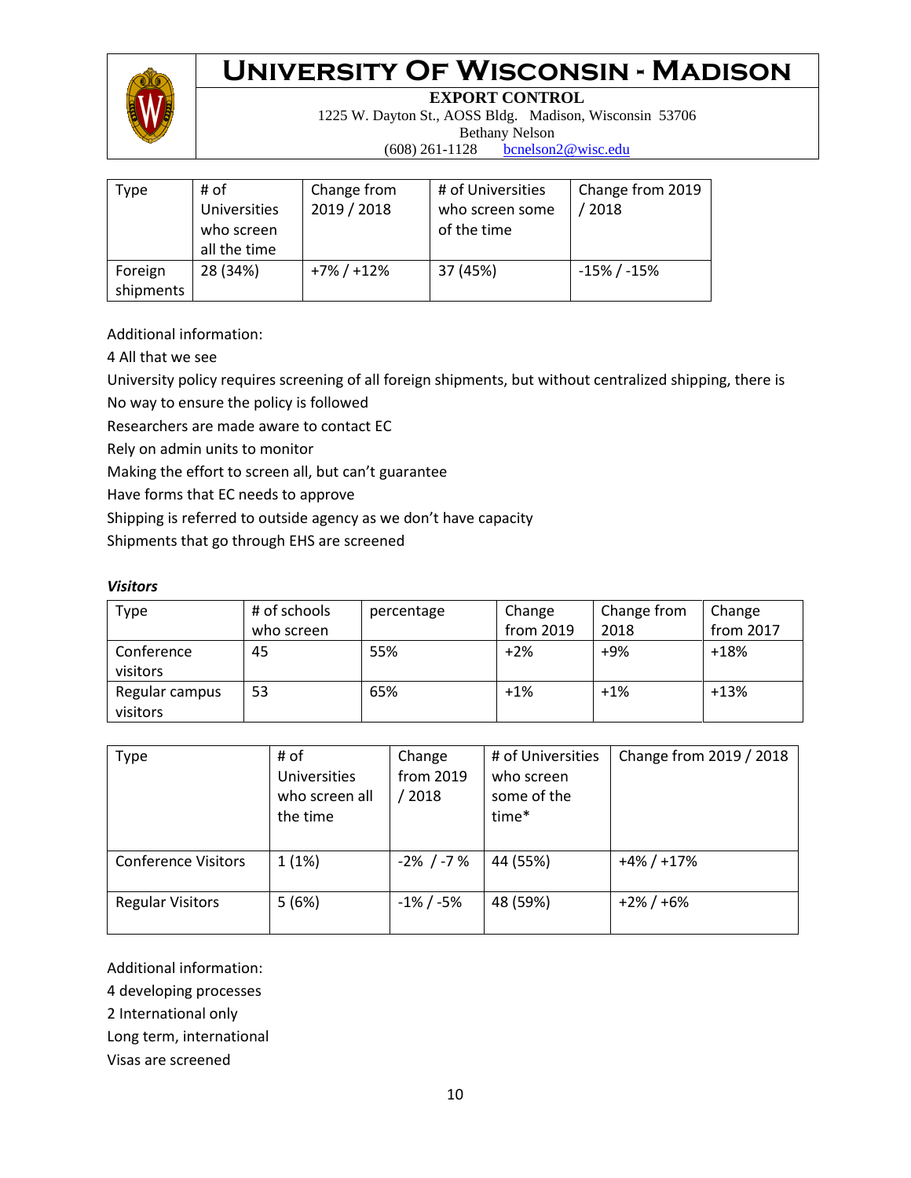| Type | # of Universities who screen all the time | Change from 2019 / 2018 | # of Universities who screen some of the time | Change from 2019 / 2018 |
|---|---|---|---|---|
| Foreign shipments | 28 (34%) | +7% / +12% | 37 (45%) | -15% / -15% |

Additional information:

4 All that we see

University policy requires screening of all foreign shipments, but without centralized shipping, there is No way to ensure the policy is followed

Researchers are made aware to contact EC

Rely on admin units to monitor

Making the effort to screen all, but can't guarantee

Have forms that EC needs to approve

Shipping is referred to outside agency as we don't have capacity

Shipments that go through EHS are screened

***Visitors***

| Type | # of schools who screen | percentage | Change from 2019 | Change from 2018 | Change from 2017 |
|---|---|---|---|---|---|
| Conference visitors | 45 | 55% | +2% | +9% | +18% |
| Regular campus visitors | 53 | 65% | +1% | +1% | +13% |

| Type | # of Universities who screen all the time | Change from 2019 / 2018 | # of Universities who screen some of the time* | Change from 2019 / 2018 |
|---|---|---|---|---|
| Conference Visitors | 1 (1%) | -2% / -7 % | 44 (55%) | +4% / +17% |
| Regular Visitors | 5 (6%) | -1% / -5% | 48 (59%) | +2% / +6% |

Additional information:

4 developing processes

2 International only

Long term, international

Visas are screened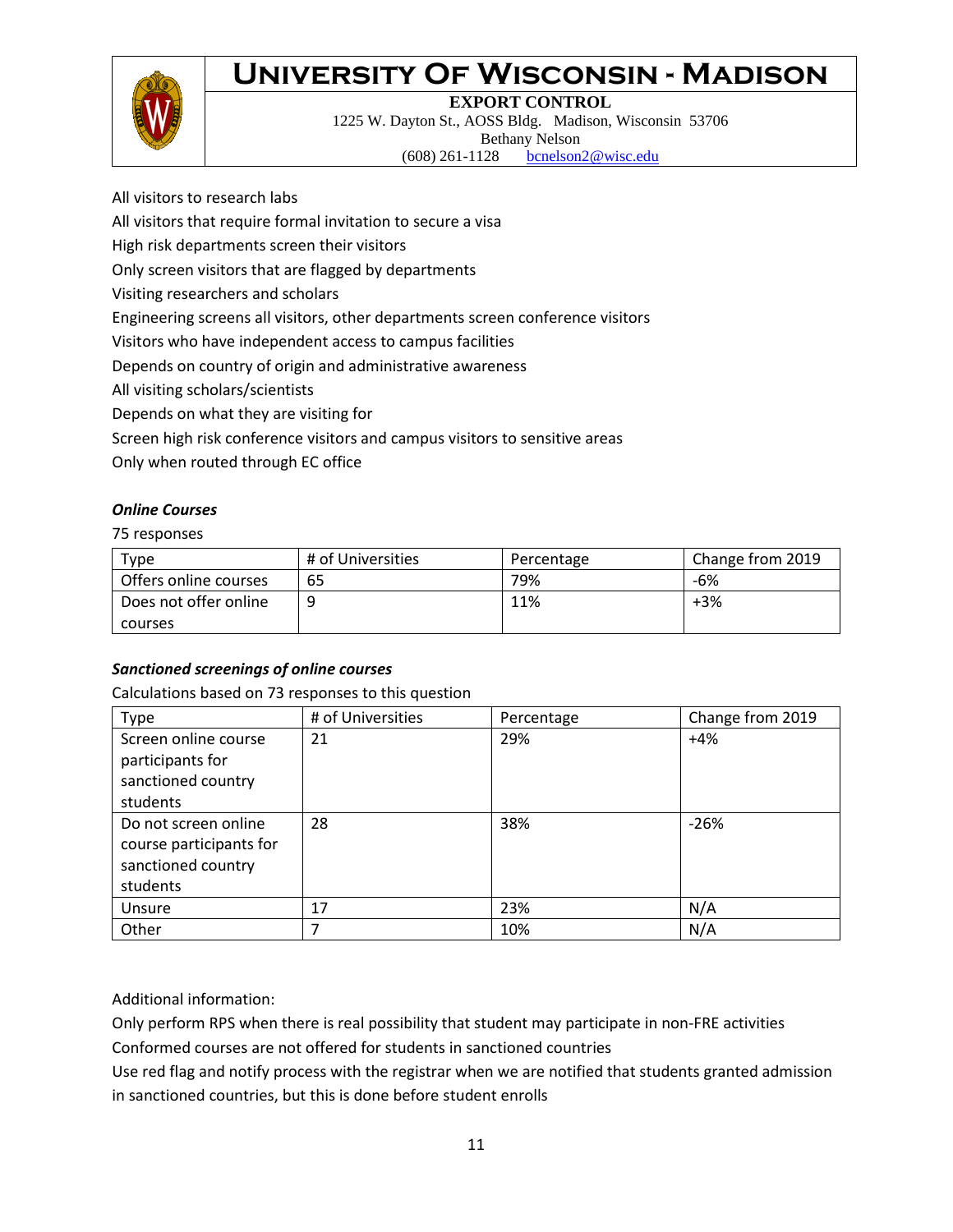All visitors to research labs

All visitors that require formal invitation to secure a visa

High risk departments screen their visitors

Only screen visitors that are flagged by departments

Visiting researchers and scholars

Engineering screens all visitors, other departments screen conference visitors

Visitors who have independent access to campus facilities

Depends on country of origin and administrative awareness

All visiting scholars/scientists

Depends on what they are visiting for

Screen high risk conference visitors and campus visitors to sensitive areas

Only when routed through EC office

### *Online Courses*

75 responses

| Type | # of Universities | Percentage | Change from 2019 |
|---|---|---|---|
| Offers online courses | 65 | 79% | -6% |
| Does not offer online courses | 9 | 11% | +3% |

### *Sanctioned screenings of online courses*

Calculations based on 73 responses to this question

| Type | # of Universities | Percentage | Change from 2019 |
|---|---|---|---|
| Screen online course participants for sanctioned country students | 21 | 29% | +4% |
| Do not screen online course participants for sanctioned country students | 28 | 38% | -26% |
| Unsure | 17 | 23% | N/A |
| Other | 7 | 10% | N/A |

Additional information:

Only perform RPS when there is real possibility that student may participate in non-FRE activities

Conformed courses are not offered for students in sanctioned countries

Use red flag and notify process with the registrar when we are notified that students granted admission in sanctioned countries, but this is done before student enrolls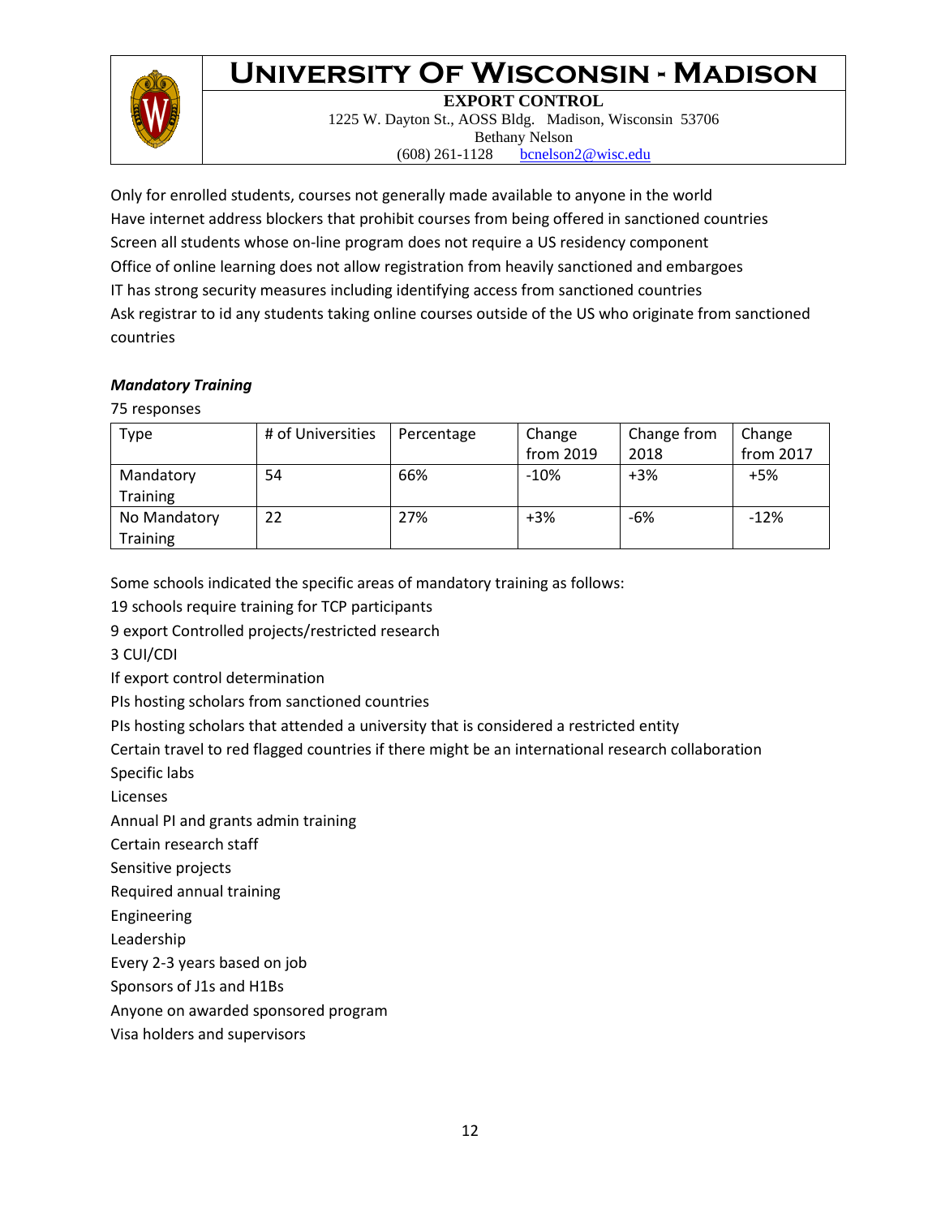Only for enrolled students, courses not generally made available to anyone in the world
Have internet address blockers that prohibit courses from being offered in sanctioned countries
Screen all students whose on-line program does not require a US residency component
Office of online learning does not allow registration from heavily sanctioned and embargoes
IT has strong security measures including identifying access from sanctioned countries
Ask registrar to id any students taking online courses outside of the US who originate from sanctioned countries

***Mandatory Training***

75 responses

| Type | # of Universities | Percentage | Change from 2019 | Change from 2018 | Change from 2017 |
|---|---|---|---|---|---|
| Mandatory Training | 54 | 66% | -10% | +3% | +5% |
| No Mandatory Training | 22 | 27% | +3% | -6% | -12% |

Some schools indicated the specific areas of mandatory training as follows:
19 schools require training for TCP participants
9 export Controlled projects/restricted research
3 CUI/CDI
If export control determination
PIs hosting scholars from sanctioned countries
PIs hosting scholars that attended a university that is considered a restricted entity
Certain travel to red flagged countries if there might be an international research collaboration
Specific labs
Licenses
Annual PI and grants admin training
Certain research staff
Sensitive projects
Required annual training
Engineering
Leadership
Every 2-3 years based on job
Sponsors of J1s and H1Bs
Anyone on awarded sponsored program
Visa holders and supervisors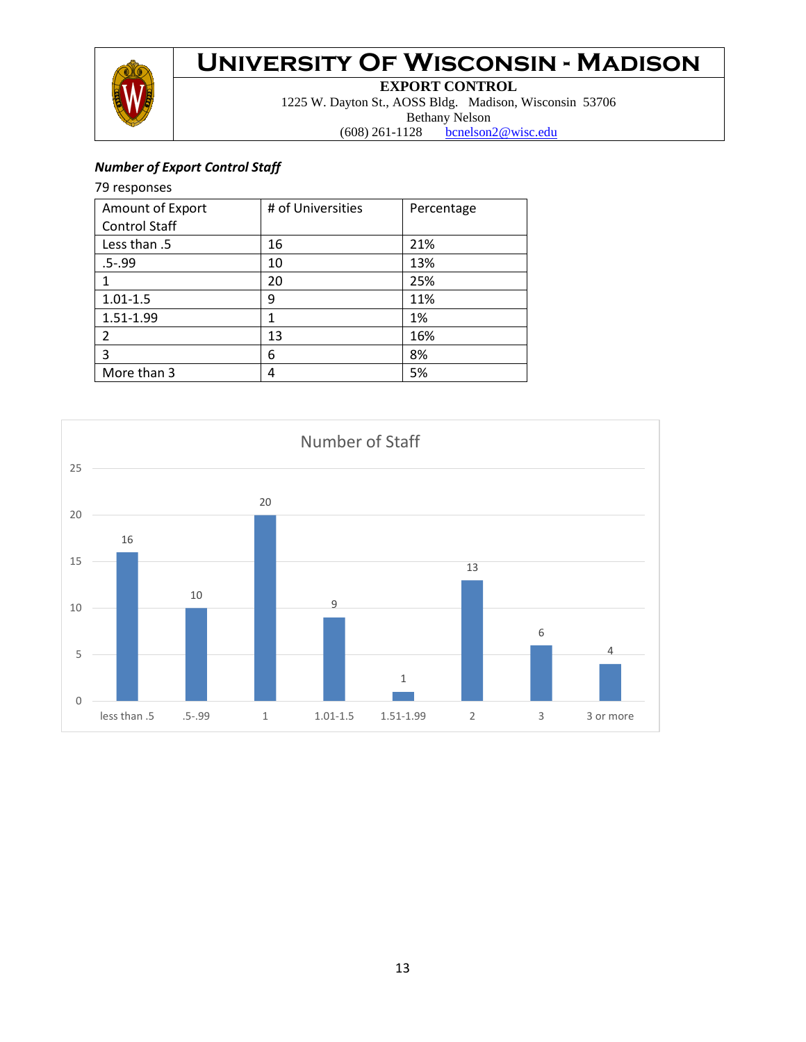***Number of Export Control Staff***

79 responses

| Amount of Export Control Staff | # of Universities | Percentage |
|---|---|---|
| Less than .5 | 16 | 21% |
| .5-.99 | 10 | 13% |
| 1 | 20 | 25% |
| 1.01-1.5 | 9 | 11% |
| 1.51-1.99 | 1 | 1% |
| 2 | 13 | 16% |
| 3 | 6 | 8% |
| More than 3 | 4 | 5% |

Number of Staff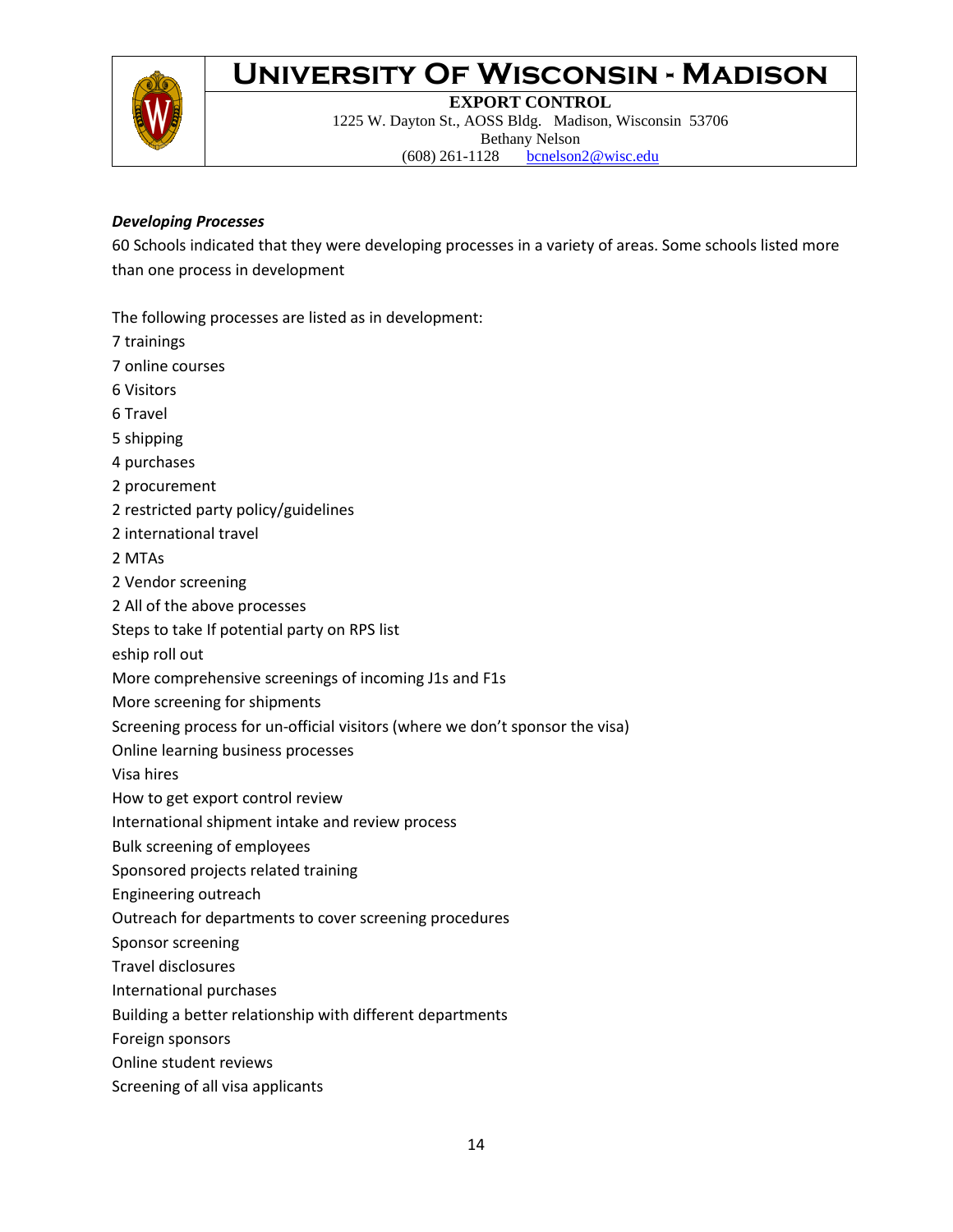***Developing Processes***

60 Schools indicated that they were developing processes in a variety of areas. Some schools listed more than one process in development

The following processes are listed as in development:

7 trainings  
7 online courses  
6 Visitors  
6 Travel  
5 shipping  
4 purchases  
2 procurement  
2 restricted party policy/guidelines  
2 international travel  
2 MTAs  
2 Vendor screening  
2 All of the above processes  
Steps to take If potential party on RPS list  
eship roll out  
More comprehensive screenings of incoming J1s and F1s  
More screening for shipments  
Screening process for un-official visitors (where we don't sponsor the visa)  
Online learning business processes  
Visa hires  
How to get export control review  
International shipment intake and review process  
Bulk screening of employees  
Sponsored projects related training  
Engineering outreach  
Outreach for departments to cover screening procedures  
Sponsor screening  
Travel disclosures  
International purchases  
Building a better relationship with different departments  
Foreign sponsors  
Online student reviews  
Screening of all visa applicants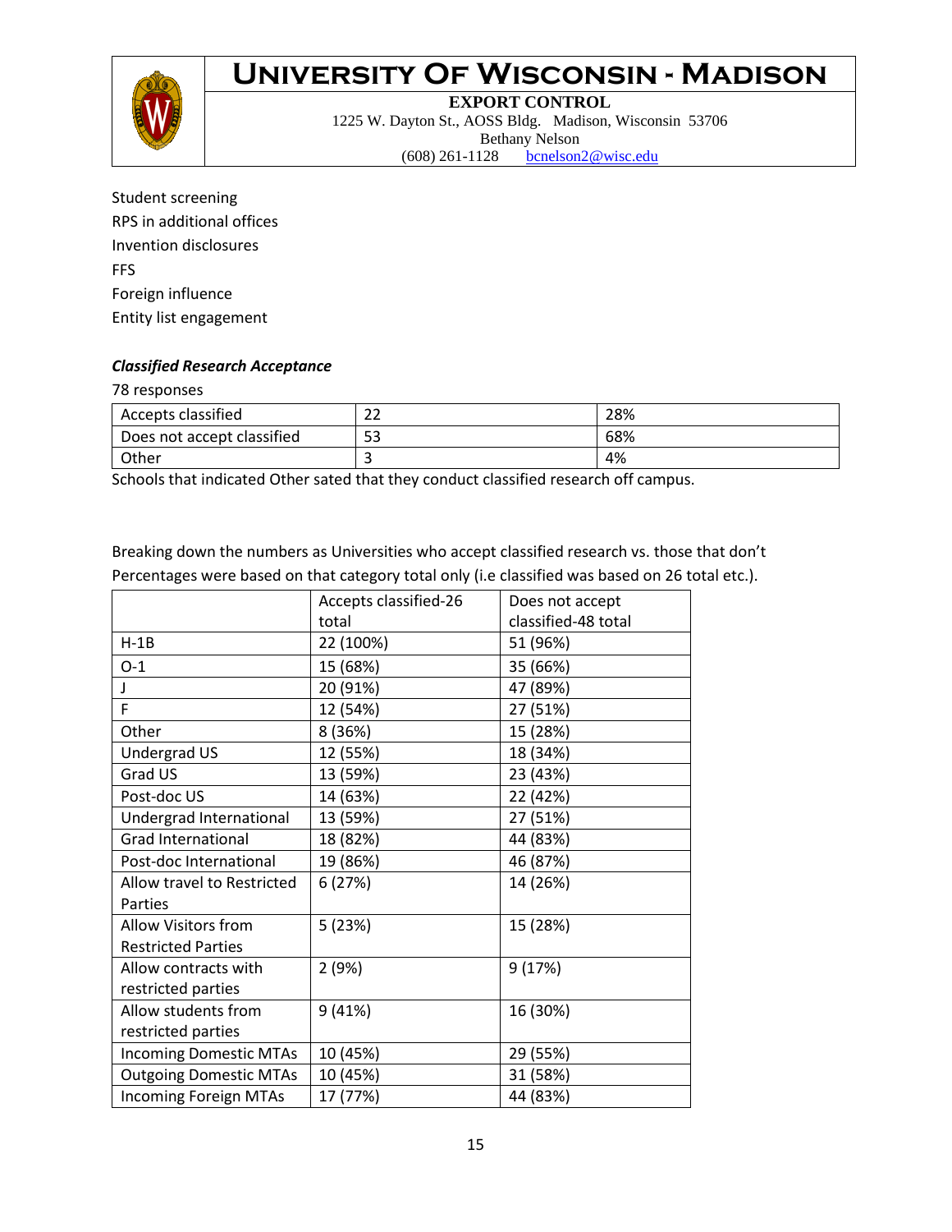Student screening
RPS in additional offices
Invention disclosures
FFS
Foreign influence
Entity list engagement

***Classified Research Acceptance***

78 responses

| Accepts classified | 22 | 28% |
|---|---|---|
| Does not accept classified | 53 | 68% |
| Other | 3 | 4% |

Schools that indicated Other sated that they conduct classified research off campus.

Breaking down the numbers as Universities who accept classified research vs. those that don't Percentages were based on that category total only (i.e classified was based on 26 total etc.).

| | Accepts classified-26 total | Does not accept classified-48 total |
|---|---|---|
| H-1B | 22 (100%) | 51 (96%) |
| O-1 | 15 (68%) | 35 (66%) |
| J | 20 (91%) | 47 (89%) |
| F | 12 (54%) | 27 (51%) |
| Other | 8 (36%) | 15 (28%) |
| Undergrad US | 12 (55%) | 18 (34%) |
| Grad US | 13 (59%) | 23 (43%) |
| Post-doc US | 14 (63%) | 22 (42%) |
| Undergrad International | 13 (59%) | 27 (51%) |
| Grad International | 18 (82%) | 44 (83%) |
| Post-doc International | 19 (86%) | 46 (87%) |
| Allow travel to Restricted Parties | 6 (27%) | 14 (26%) |
| Allow Visitors from Restricted Parties | 5 (23%) | 15 (28%) |
| Allow contracts with restricted parties | 2 (9%) | 9 (17%) |
| Allow students from restricted parties | 9 (41%) | 16 (30%) |
| Incoming Domestic MTAs | 10 (45%) | 29 (55%) |
| Outgoing Domestic MTAs | 10 (45%) | 31 (58%) |
| Incoming Foreign MTAs | 17 (77%) | 44 (83%) |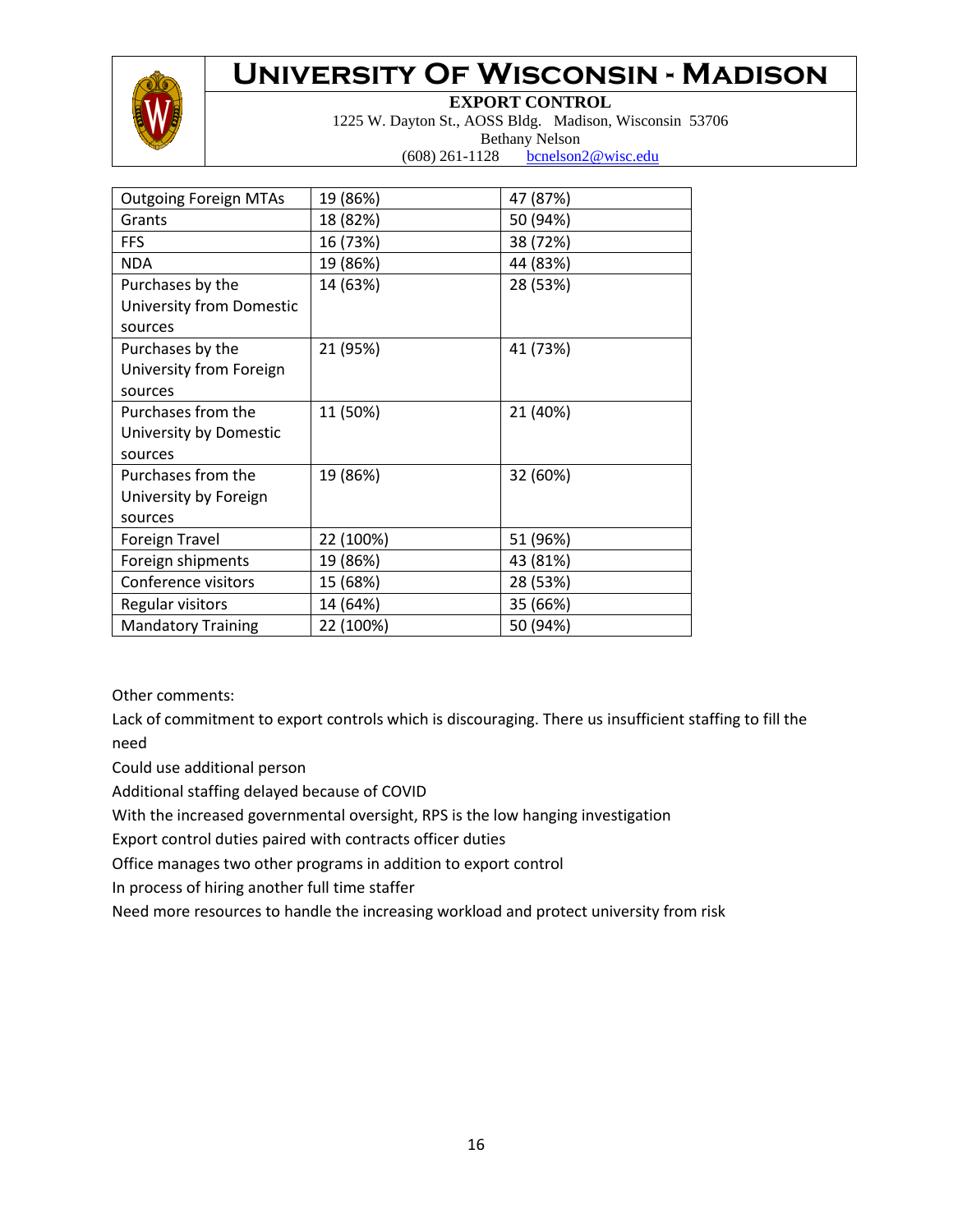# University Of Wisconsin - Madison

**EXPORT CONTROL**
1225 W. Dayton St., AOSS Bldg. Madison, Wisconsin 53706
Bethany Nelson
(608) 261-1128 bcnelson2@wisc.edu

| | | |
|---|---|---|
| Outgoing Foreign MTAs | 19 (86%) | 47 (87%) |
| Grants | 18 (82%) | 50 (94%) |
| FFS | 16 (73%) | 38 (72%) |
| NDA | 19 (86%) | 44 (83%) |
| Purchases by the University from Domestic sources | 14 (63%) | 28 (53%) |
| Purchases by the University from Foreign sources | 21 (95%) | 41 (73%) |
| Purchases from the University by Domestic sources | 11 (50%) | 21 (40%) |
| Purchases from the University by Foreign sources | 19 (86%) | 32 (60%) |
| Foreign Travel | 22 (100%) | 51 (96%) |
| Foreign shipments | 19 (86%) | 43 (81%) |
| Conference visitors | 15 (68%) | 28 (53%) |
| Regular visitors | 14 (64%) | 35 (66%) |
| Mandatory Training | 22 (100%) | 50 (94%) |

Other comments:

Lack of commitment to export controls which is discouraging. There us insufficient staffing to fill the need

Could use additional person

Additional staffing delayed because of COVID

With the increased governmental oversight, RPS is the low hanging investigation

Export control duties paired with contracts officer duties

Office manages two other programs in addition to export control

In process of hiring another full time staffer

Need more resources to handle the increasing workload and protect university from risk